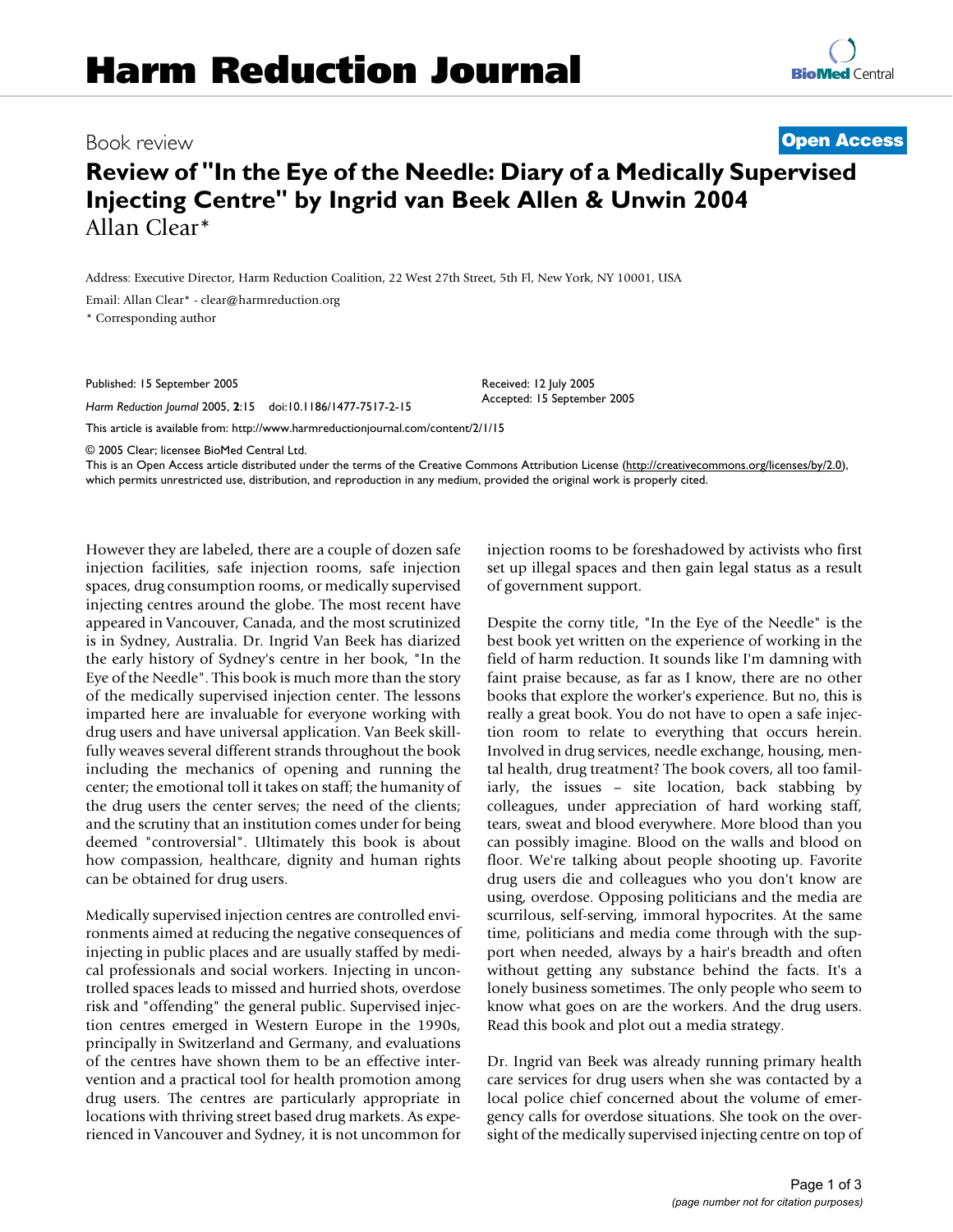Book review

**Open Access**

# Review of "In the Eye of the Needle: Diary of a Medically Supervised Injecting Centre" by Ingrid van Beek Allen & Unwin 2004

Allan Clear*

Address: Executive Director, Harm Reduction Coalition, 22 West 27th Street, 5th Fl, New York, NY 10001, USA

Email: Allan Clear* - clear@harmreduction.org

* Corresponding author

Published: 15 September 2005

*Harm Reduction Journal* 2005, **2**:15 doi:10.1186/1477-7517-2-15

Received: 12 July 2005

Accepted: 15 September 2005

This article is available from: http://www.harmreductionjournal.com/content/2/1/15

© 2005 Clear; licensee BioMed Central Ltd.

This is an Open Access article distributed under the terms of the Creative Commons Attribution License (http://creativecommons.org/licenses/by/2.0), which permits unrestricted use, distribution, and reproduction in any medium, provided the original work is properly cited.

However they are labeled, there are a couple of dozen safe injection facilities, safe injection rooms, safe injection spaces, drug consumption rooms, or medically supervised injecting centres around the globe. The most recent have appeared in Vancouver, Canada, and the most scrutinized is in Sydney, Australia. Dr. Ingrid Van Beek has diarized the early history of Sydney's centre in her book, "In the Eye of the Needle". This book is much more than the story of the medically supervised injection center. The lessons imparted here are invaluable for everyone working with drug users and have universal application. Van Beek skillfully weaves several different strands throughout the book including the mechanics of opening and running the center; the emotional toll it takes on staff; the humanity of the drug users the center serves; the need of the clients; and the scrutiny that an institution comes under for being deemed "controversial". Ultimately this book is about how compassion, healthcare, dignity and human rights can be obtained for drug users.

Medically supervised injection centres are controlled environments aimed at reducing the negative consequences of injecting in public places and are usually staffed by medical professionals and social workers. Injecting in uncontrolled spaces leads to missed and hurried shots, overdose risk and "offending" the general public. Supervised injection centres emerged in Western Europe in the 1990s, principally in Switzerland and Germany, and evaluations of the centres have shown them to be an effective intervention and a practical tool for health promotion among drug users. The centres are particularly appropriate in locations with thriving street based drug markets. As experienced in Vancouver and Sydney, it is not uncommon for injection rooms to be foreshadowed by activists who first set up illegal spaces and then gain legal status as a result of government support.

Despite the corny title, "In the Eye of the Needle" is the best book yet written on the experience of working in the field of harm reduction. It sounds like I'm damning with faint praise because, as far as I know, there are no other books that explore the worker's experience. But no, this is really a great book. You do not have to open a safe injection room to relate to everything that occurs herein. Involved in drug services, needle exchange, housing, mental health, drug treatment? The book covers, all too familiarly, the issues – site location, back stabbing by colleagues, under appreciation of hard working staff, tears, sweat and blood everywhere. More blood than you can possibly imagine. Blood on the walls and blood on floor. We're talking about people shooting up. Favorite drug users die and colleagues who you don't know are using, overdose. Opposing politicians and the media are scurrilous, self-serving, immoral hypocrites. At the same time, politicians and media come through with the support when needed, always by a hair's breadth and often without getting any substance behind the facts. It's a lonely business sometimes. The only people who seem to know what goes on are the workers. And the drug users. Read this book and plot out a media strategy.

Dr. Ingrid van Beek was already running primary health care services for drug users when she was contacted by a local police chief concerned about the volume of emergency calls for overdose situations. She took on the oversight of the medically supervised injecting centre on top of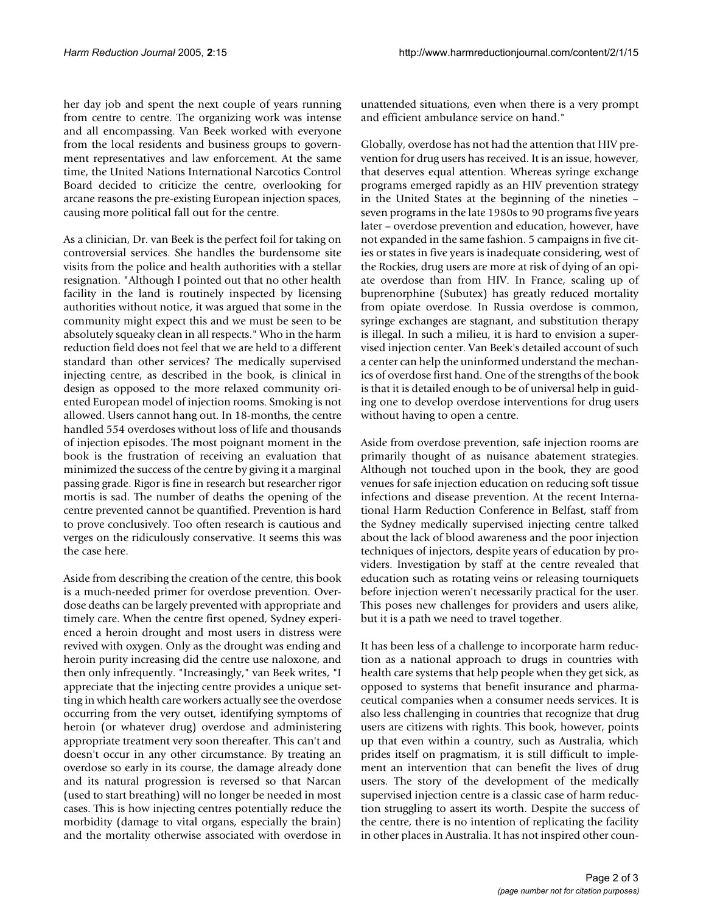her day job and spent the next couple of years running from centre to centre. The organizing work was intense and all encompassing. Van Beek worked with everyone from the local residents and business groups to government representatives and law enforcement. At the same time, the United Nations International Narcotics Control Board decided to criticize the centre, overlooking for arcane reasons the pre-existing European injection spaces, causing more political fall out for the centre.

As a clinician, Dr. van Beek is the perfect foil for taking on controversial services. She handles the burdensome site visits from the police and health authorities with a stellar resignation. "Although I pointed out that no other health facility in the land is routinely inspected by licensing authorities without notice, it was argued that some in the community might expect this and we must be seen to be absolutely squeaky clean in all respects." Who in the harm reduction field does not feel that we are held to a different standard than other services? The medically supervised injecting centre, as described in the book, is clinical in design as opposed to the more relaxed community oriented European model of injection rooms. Smoking is not allowed. Users cannot hang out. In 18-months, the centre handled 554 overdoses without loss of life and thousands of injection episodes. The most poignant moment in the book is the frustration of receiving an evaluation that minimized the success of the centre by giving it a marginal passing grade. Rigor is fine in research but researcher rigor mortis is sad. The number of deaths the opening of the centre prevented cannot be quantified. Prevention is hard to prove conclusively. Too often research is cautious and verges on the ridiculously conservative. It seems this was the case here.

Aside from describing the creation of the centre, this book is a much-needed primer for overdose prevention. Overdose deaths can be largely prevented with appropriate and timely care. When the centre first opened, Sydney experienced a heroin drought and most users in distress were revived with oxygen. Only as the drought was ending and heroin purity increasing did the centre use naloxone, and then only infrequently. "Increasingly," van Beek writes, "I appreciate that the injecting centre provides a unique setting in which health care workers actually see the overdose occurring from the very outset, identifying symptoms of heroin (or whatever drug) overdose and administering appropriate treatment very soon thereafter. This can't and doesn't occur in any other circumstance. By treating an overdose so early in its course, the damage already done and its natural progression is reversed so that Narcan (used to start breathing) will no longer be needed in most cases. This is how injecting centres potentially reduce the morbidity (damage to vital organs, especially the brain) and the mortality otherwise associated with overdose in unattended situations, even when there is a very prompt and efficient ambulance service on hand."

Globally, overdose has not had the attention that HIV prevention for drug users has received. It is an issue, however, that deserves equal attention. Whereas syringe exchange programs emerged rapidly as an HIV prevention strategy in the United States at the beginning of the nineties – seven programs in the late 1980s to 90 programs five years later – overdose prevention and education, however, have not expanded in the same fashion. 5 campaigns in five cities or states in five years is inadequate considering, west of the Rockies, drug users are more at risk of dying of an opiate overdose than from HIV. In France, scaling up of buprenorphine (Subutex) has greatly reduced mortality from opiate overdose. In Russia overdose is common, syringe exchanges are stagnant, and substitution therapy is illegal. In such a milieu, it is hard to envision a supervised injection center. Van Beek's detailed account of such a center can help the uninformed understand the mechanics of overdose first hand. One of the strengths of the book is that it is detailed enough to be of universal help in guiding one to develop overdose interventions for drug users without having to open a centre.

Aside from overdose prevention, safe injection rooms are primarily thought of as nuisance abatement strategies. Although not touched upon in the book, they are good venues for safe injection education on reducing soft tissue infections and disease prevention. At the recent International Harm Reduction Conference in Belfast, staff from the Sydney medically supervised injecting centre talked about the lack of blood awareness and the poor injection techniques of injectors, despite years of education by providers. Investigation by staff at the centre revealed that education such as rotating veins or releasing tourniquets before injection weren't necessarily practical for the user. This poses new challenges for providers and users alike, but it is a path we need to travel together.

It has been less of a challenge to incorporate harm reduction as a national approach to drugs in countries with health care systems that help people when they get sick, as opposed to systems that benefit insurance and pharmaceutical companies when a consumer needs services. It is also less challenging in countries that recognize that drug users are citizens with rights. This book, however, points up that even within a country, such as Australia, which prides itself on pragmatism, it is still difficult to implement an intervention that can benefit the lives of drug users. The story of the development of the medically supervised injection centre is a classic case of harm reduction struggling to assert its worth. Despite the success of the centre, there is no intention of replicating the facility in other places in Australia. It has not inspired other coun-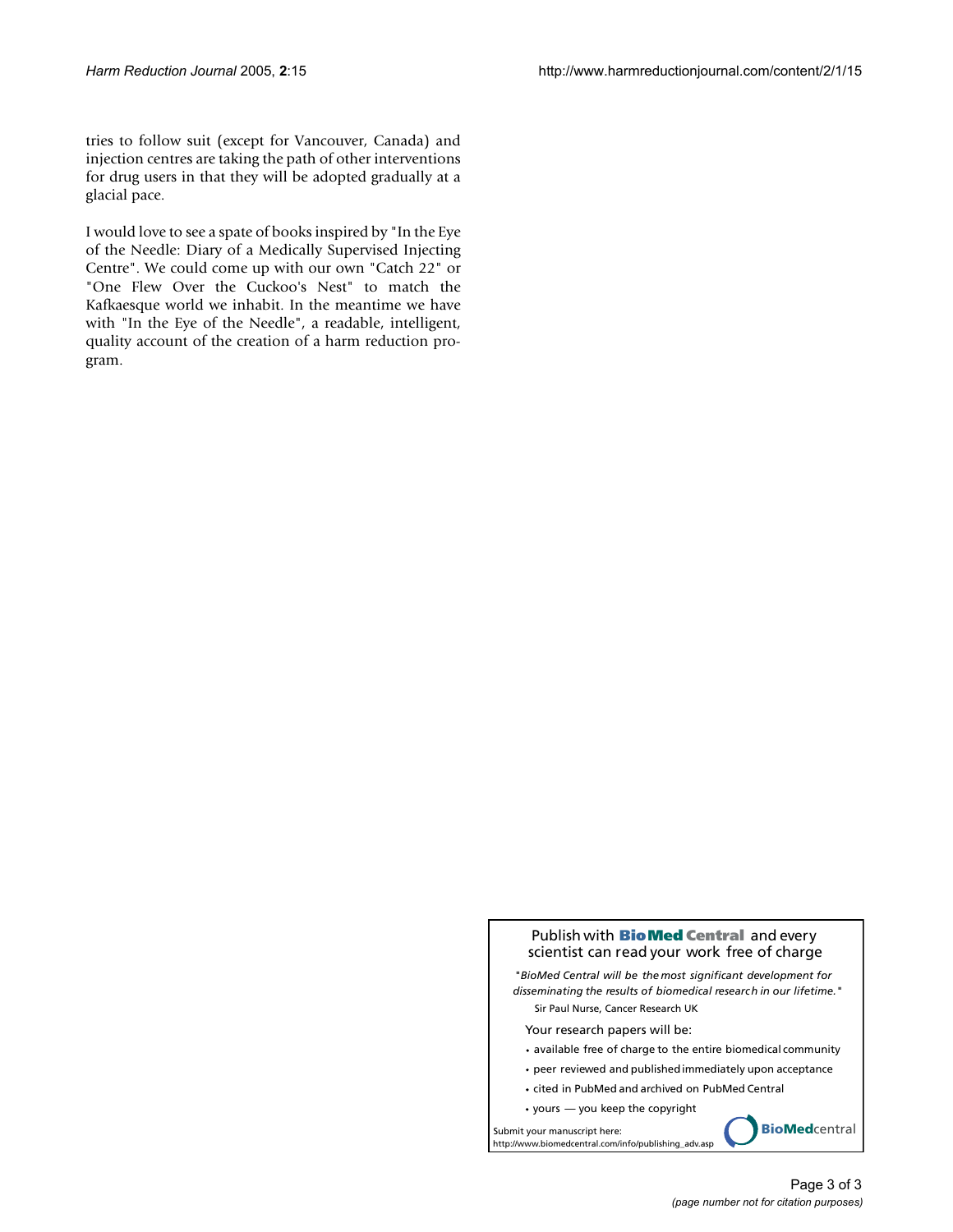tries to follow suit (except for Vancouver, Canada) and injection centres are taking the path of other interventions for drug users in that they will be adopted gradually at a glacial pace.

I would love to see a spate of books inspired by "In the Eye of the Needle: Diary of a Medically Supervised Injecting Centre". We could come up with our own "Catch 22" or "One Flew Over the Cuckoo's Nest" to match the Kafkaesque world we inhabit. In the meantime we have with "In the Eye of the Needle", a readable, intelligent, quality account of the creation of a harm reduction program.

Publish with **BioMed Central** and every scientist can read your work free of charge

*"BioMed Central will be the most significant development for disseminating the results of biomedical research in our lifetime."*

Sir Paul Nurse, Cancer Research UK

Your research papers will be:

- available free of charge to the entire biomedical community
- peer reviewed and published immediately upon acceptance
- cited in PubMed and archived on PubMed Central
- yours — you keep the copyright

Submit your manuscript here:
http://www.biomedcentral.com/info/publishing_adv.asp

**BioMed**central